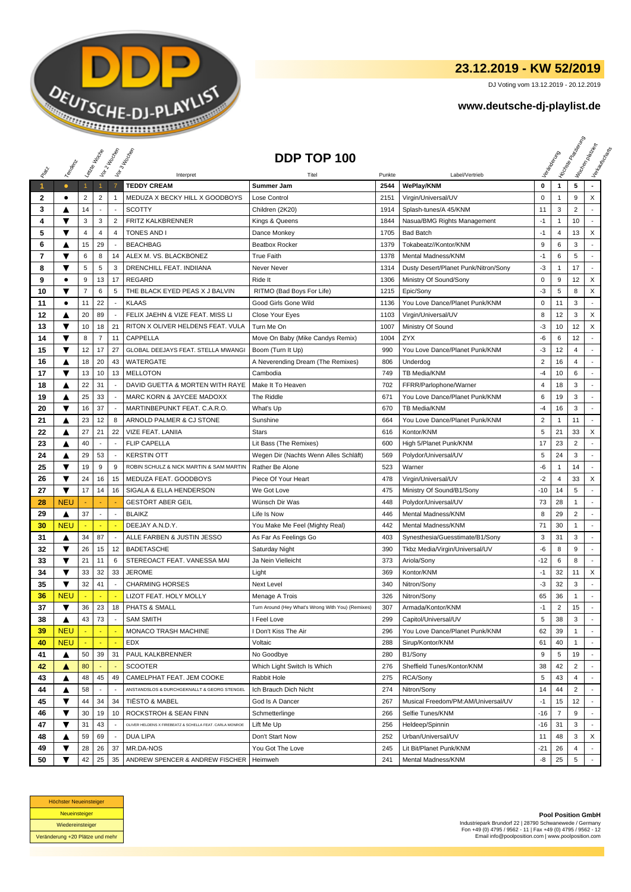## 23.12.2019 - KW 52/2019

DJ Voting vom 13.12.2019 - 20.12.2019

### www.deutsche-dj-playlist.de

# DDP TOP 100

| Platz | Tendenz | Letzte Woche | Vor 2 Wochen | Vor 3 Wochen | Interpret | Titel | Punkte | Label/Vertrieb | Veränderung | Höchste Platzierung | Wochen platziert | Verkaufscharts |
|---|---|---|---|---|---|---|---|---|---|---|---|---|
| 1 | ● | 1 | 1 | 7 | **TEDDY CREAM** | **Summer Jam** | **2544** | **WePlay/KNM** | **0** | **1** | **5** | **-** |
| 2 | ● | 2 | 2 | 1 | MEDUZA X BECKY HILL X GOODBOYS | Lose Control | 2151 | Virgin/Universal/UV | 0 | 1 | 9 | X |
| 3 | ▲ | 14 | - | - | SCOTTY | Children (2K20) | 1914 | Splash-tunes/A 45/KNM | 11 | 3 | 2 | - |
| 4 | ▼ | 3 | 3 | 2 | FRITZ KALKBRENNER | Kings & Queens | 1844 | Nasua/BMG Rights Management | -1 | 1 | 10 | - |
| 5 | ▼ | 4 | 4 | 4 | TONES AND I | Dance Monkey | 1705 | Bad Batch | -1 | 4 | 13 | X |
| 6 | ▲ | 15 | 29 | - | BEACHBAG | Beatbox Rocker | 1379 | Tokabeatz//Kontor/KNM | 9 | 6 | 3 | - |
| 7 | ▼ | 6 | 8 | 14 | ALEX M. VS. BLACKBONEZ | True Faith | 1378 | Mental Madness/KNM | -1 | 6 | 5 | - |
| 8 | ▼ | 5 | 5 | 3 | DRENCHILL FEAT. INDIIANA | Never Never | 1314 | Dusty Desert/Planet Punk/Nitron/Sony | -3 | 1 | 17 | - |
| 9 | ● | 9 | 13 | 17 | REGARD | Ride It | 1306 | Ministry Of Sound/Sony | 0 | 9 | 12 | X |
| 10 | ▼ | 7 | 6 | 5 | THE BLACK EYED PEAS X J BALVIN | RITMO (Bad Boys For Life) | 1215 | Epic/Sony | -3 | 5 | 8 | X |
| 11 | ● | 11 | 22 | - | KLAAS | Good Girls Gone Wild | 1136 | You Love Dance/Planet Punk/KNM | 0 | 11 | 3 | - |
| 12 | ▲ | 20 | 89 | - | FELIX JAEHN & VIZE FEAT. MISS LI | Close Your Eyes | 1103 | Virgin/Universal/UV | 8 | 12 | 3 | X |
| 13 | ▼ | 10 | 18 | 21 | RITON X OLIVER HELDENS FEAT. VULA | Turn Me On | 1007 | Ministry Of Sound | -3 | 10 | 12 | X |
| 14 | ▼ | 8 | 7 | 11 | CAPPELLA | Move On Baby (Mike Candys Remix) | 1004 | ZYX | -6 | 6 | 12 | - |
| 15 | ▼ | 12 | 17 | 27 | GLOBAL DEEJAYS FEAT. STELLA MWANGI | Boom (Turn It Up) | 990 | You Love Dance/Planet Punk/KNM | -3 | 12 | 4 | - |
| 16 | ▲ | 18 | 20 | 43 | WATERGATE | A Neverending Dream (The Remixes) | 806 | Underdog | 2 | 16 | 4 | - |
| 17 | ▼ | 13 | 10 | 13 | MELLOTON | Cambodia | 749 | TB Media/KNM | -4 | 10 | 6 | - |
| 18 | ▲ | 22 | 31 | - | DAVID GUETTA & MORTEN WITH RAYE | Make It To Heaven | 702 | FFRR/Parlophone/Warner | 4 | 18 | 3 | - |
| 19 | ▲ | 25 | 33 | - | MARC KORN & JAYCEE MADOXX | The Riddle | 671 | You Love Dance/Planet Punk/KNM | 6 | 19 | 3 | - |
| 20 | ▼ | 16 | 37 | - | MARTINBEPUNKT FEAT. C.A.R.O. | What's Up | 670 | TB Media/KNM | -4 | 16 | 3 | - |
| 21 | ▲ | 23 | 12 | 8 | ARNOLD PALMER & CY STONE | Sunshine | 664 | You Love Dance/Planet Punk/KNM | 2 | 1 | 11 | - |
| 22 | ▲ | 27 | 21 | 22 | VIZE FEAT. LANIIA | Stars | 616 | Kontor/KNM | 5 | 21 | 33 | X |
| 23 | ▲ | 40 | - | - | FLIP CAPELLA | Lit Bass (The Remixes) | 600 | High 5/Planet Punk/KNM | 17 | 23 | 2 | - |
| 24 | ▲ | 29 | 53 | - | KERSTIN OTT | Wegen Dir (Nachts Wenn Alles Schläft) | 569 | Polydor/Universal/UV | 5 | 24 | 3 | - |
| 25 | ▼ | 19 | 9 | 9 | ROBIN SCHULZ & NICK MARTIN & SAM MARTIN | Rather Be Alone | 523 | Warner | -6 | 1 | 14 | - |
| 26 | ▼ | 24 | 16 | 15 | MEDUZA FEAT. GOODBOYS | Piece Of Your Heart | 478 | Virgin/Universal/UV | -2 | 4 | 33 | X |
| 27 | ▼ | 17 | 14 | 16 | SIGALA & ELLA HENDERSON | We Got Love | 475 | Ministry Of Sound/B1/Sony | -10 | 14 | 5 | - |
| 28 | NEU | - | - | - | GESTÖRT ABER GEIL | Wünsch Dir Was | 448 | Polydor/Universal/UV | 73 | 28 | 1 | - |
| 29 | ▲ | 37 | - | - | BLAIKZ | Life Is Now | 446 | Mental Madness/KNM | 8 | 29 | 2 | - |
| 30 | NEU | - | - | - | DEEJAY A.N.D.Y. | You Make Me Feel (Mighty Real) | 442 | Mental Madness/KNM | 71 | 30 | 1 | - |
| 31 | ▲ | 34 | 87 | - | ALLE FARBEN & JUSTIN JESSO | As Far As Feelings Go | 403 | Synesthesia/Guesstimate/B1/Sony | 3 | 31 | 3 | - |
| 32 | ▼ | 26 | 15 | 12 | BADETASCHE | Saturday Night | 390 | Tkbz Media/Virgin/Universal/UV | -6 | 8 | 9 | - |
| 33 | ▼ | 21 | 11 | 6 | STEREOACT FEAT. VANESSA MAI | Ja Nein Vielleicht | 373 | Ariola/Sony | -12 | 6 | 8 | - |
| 34 | ▼ | 33 | 32 | 33 | JEROME | Light | 369 | Kontor/KNM | -1 | 32 | 11 | X |
| 35 | ▼ | 32 | 41 | - | CHARMING HORSES | Next Level | 340 | Nitron/Sony | -3 | 32 | 3 | - |
| 36 | NEU | - | - | - | LIZOT FEAT. HOLY MOLLY | Menage A Trois | 326 | Nitron/Sony | 65 | 36 | 1 | - |
| 37 | ▼ | 36 | 23 | 18 | PHATS & SMALL | Turn Around (Hey What's Wrong With You) (Remixes) | 307 | Armada/Kontor/KNM | -1 | 2 | 15 | - |
| 38 | ▲ | 43 | 73 | - | SAM SMITH | I Feel Love | 299 | Capitol/Universal/UV | 5 | 38 | 3 | - |
| 39 | NEU | - | - | - | MONACO TRASH MACHINE | I Don't Kiss The Air | 296 | You Love Dance/Planet Punk/KNM | 62 | 39 | 1 | - |
| 40 | NEU | - | - | - | EDX | Voltaic | 288 | Sirup/Kontor/KNM | 61 | 40 | 1 | - |
| 41 | ▲ | 50 | 39 | 31 | PAUL KALKBRENNER | No Goodbye | 280 | B1/Sony | 9 | 5 | 19 | - |
| 42 | ▲ | 80 | - | - | SCOOTER | Which Light Switch Is Which | 276 | Sheffield Tunes/Kontor/KNM | 38 | 42 | 2 | - |
| 43 | ▲ | 48 | 45 | 49 | CAMELPHAT FEAT. JEM COOKE | Rabbit Hole | 275 | RCA/Sony | 5 | 43 | 4 | - |
| 44 | ▲ | 58 | - | - | ANSTANDSLOS & DURCHGEKNALLT & GEORG STENGEL | Ich Brauch Dich Nicht | 274 | Nitron/Sony | 14 | 44 | 2 | - |
| 45 | ▼ | 44 | 34 | 34 | TIËSTO & MABEL | God Is A Dancer | 267 | Musical Freedom/PM:AM/Universal/UV | -1 | 15 | 12 | - |
| 46 | ▼ | 30 | 19 | 10 | ROCKSTROH & SEAN FINN | Schmetterlinge | 266 | Selfie Tunes/KNM | -16 | 7 | 9 | - |
| 47 | ▼ | 31 | 43 | - | OLIVER HELDENS X FIREBEATZ & SCHELLA FEAT. CARLA MONROE | Lift Me Up | 256 | Heldeep/Spinnin | -16 | 31 | 3 | - |
| 48 | ▲ | 59 | 69 | - | DUA LIPA | Don't Start Now | 252 | Urban/Universal/UV | 11 | 48 | 3 | X |
| 49 | ▼ | 28 | 26 | 37 | MR.DA-NOS | You Got The Love | 245 | Lit Bit/Planet Punk/KNM | -21 | 26 | 4 | - |
| 50 | ▼ | 42 | 25 | 35 | ANDREW SPENCER & ANDREW FISCHER | Heimweh | 241 | Mental Madness/KNM | -8 | 25 | 5 | - |

| |
|---|
| Höchster Neueinsteiger |
| Neueinsteiger |
| Wiedereinsteiger |
| Veränderung +20 Plätze und mehr |

**Pool Position GmbH**
Industriepark Brundorf 22 | 28790 Schwanewede / Germany
Fon +49 (0) 4795 / 9562 - 11 | Fax +49 (0) 4795 / 9562 - 12
Email info@poolposition.com | www.poolposition.com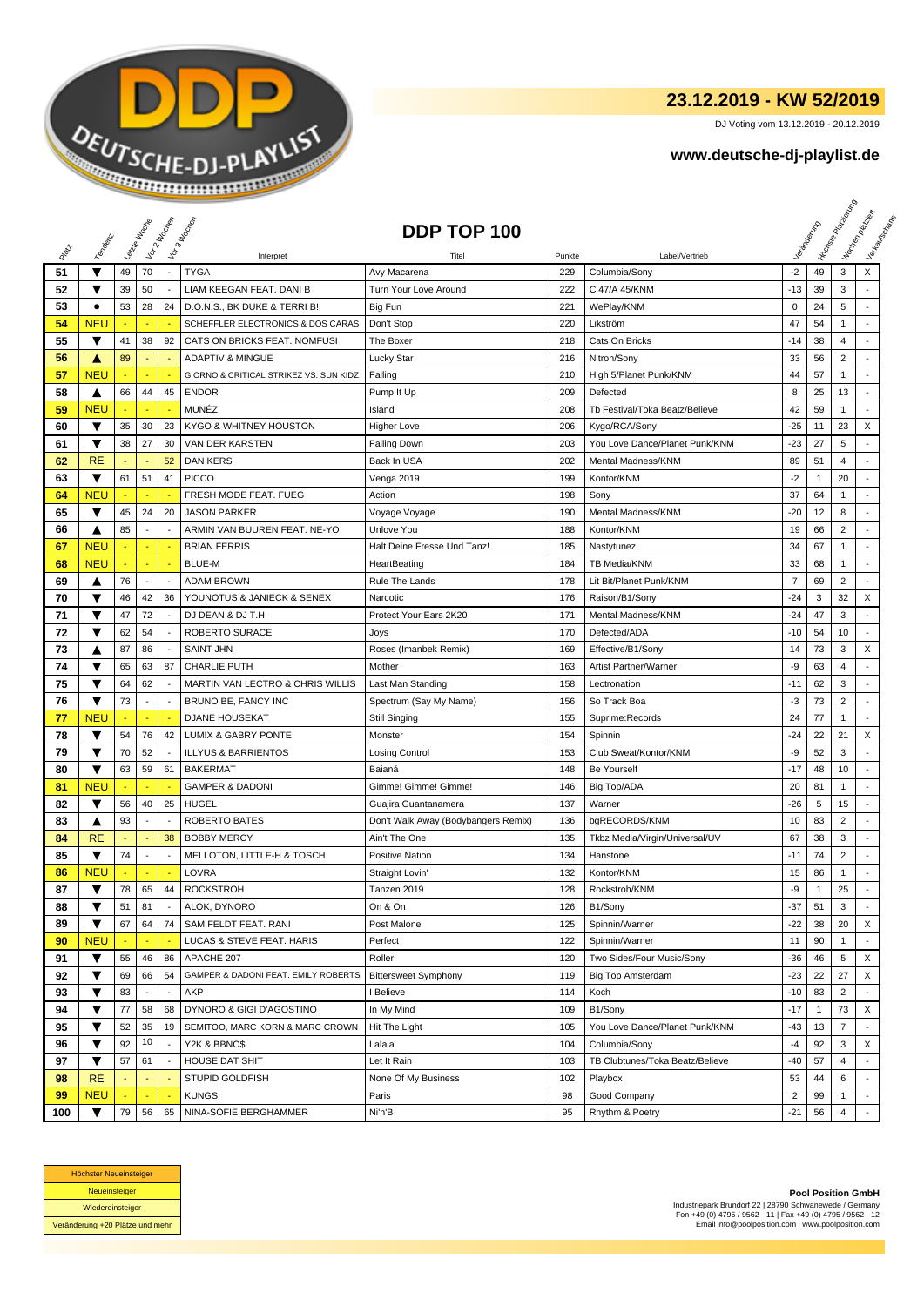## 23.12.2019 - KW 52/2019

DJ Voting vom 13.12.2019 - 20.12.2019

**www.deutsche-dj-playlist.de**

# DDP TOP 100

| Platz | Tendenz | Letzte Woche | Vor 2 Wochen | Vor 3 Wochen | Interpret | Titel | Punkte | Label/Vertrieb | Veränderung | Höchste Platzierung | Wochen platziert | Verkaufscharts |
|---|---|---|---|---|---|---|---|---|---|---|---|---|
| 51 | ▼ | 49 | 70 | - | TYGA | Avy Macarena | 229 | Columbia/Sony | -2 | 49 | 3 | X |
| 52 | ▼ | 39 | 50 | - | LIAM KEEGAN FEAT. DANI B | Turn Your Love Around | 222 | C 47/A 45/KNM | -13 | 39 | 3 | - |
| 53 | ● | 53 | 28 | 24 | D.O.N.S., BK DUKE & TERRI B! | Big Fun | 221 | WePlay/KNM | 0 | 24 | 5 | - |
| 54 | NEU | - | - | - | SCHEFFLER ELECTRONICS & DOS CARAS | Don't Stop | 220 | Likström | 47 | 54 | 1 | - |
| 55 | ▼ | 41 | 38 | 92 | CATS ON BRICKS FEAT. NOMFUSI | The Boxer | 218 | Cats On Bricks | -14 | 38 | 4 | - |
| 56 | ▲ | 89 | - | - | ADAPTIV & MINGUE | Lucky Star | 216 | Nitron/Sony | 33 | 56 | 2 | - |
| 57 | NEU | - | - | - | GIORNO & CRITICAL STRIKEZ VS. SUN KIDZ | Falling | 210 | High 5/Planet Punk/KNM | 44 | 57 | 1 | - |
| 58 | ▲ | 66 | 44 | 45 | ENDOR | Pump It Up | 209 | Defected | 8 | 25 | 13 | - |
| 59 | NEU | - | - | - | MUNÉZ | Island | 208 | Tb Festival/Toka Beatz/Believe | 42 | 59 | 1 | - |
| 60 | ▼ | 35 | 30 | 23 | KYGO & WHITNEY HOUSTON | Higher Love | 206 | Kygo/RCA/Sony | -25 | 11 | 23 | X |
| 61 | ▼ | 38 | 27 | 30 | VAN DER KARSTEN | Falling Down | 203 | You Love Dance/Planet Punk/KNM | -23 | 27 | 5 | - |
| 62 | RE | - | - | 52 | DAN KERS | Back In USA | 202 | Mental Madness/KNM | 89 | 51 | 4 | - |
| 63 | ▼ | 61 | 51 | 41 | PICCO | Venga 2019 | 199 | Kontor/KNM | -2 | 1 | 20 | - |
| 64 | NEU | - | - | - | FRESH MODE FEAT. FUEG | Action | 198 | Sony | 37 | 64 | 1 | - |
| 65 | ▼ | 45 | 24 | 20 | JASON PARKER | Voyage Voyage | 190 | Mental Madness/KNM | -20 | 12 | 8 | - |
| 66 | ▲ | 85 | - | - | ARMIN VAN BUUREN FEAT. NE-YO | Unlove You | 188 | Kontor/KNM | 19 | 66 | 2 | - |
| 67 | NEU | - | - | - | BRIAN FERRIS | Halt Deine Fresse Und Tanz! | 185 | Nastytunez | 34 | 67 | 1 | - |
| 68 | NEU | - | - | - | BLUE-M | HeartBeating | 184 | TB Media/KNM | 33 | 68 | 1 | - |
| 69 | ▲ | 76 | - | - | ADAM BROWN | Rule The Lands | 178 | Lit Bit/Planet Punk/KNM | 7 | 69 | 2 | - |
| 70 | ▼ | 46 | 42 | 36 | YOUNOTUS & JANIECK & SENEX | Narcotic | 176 | Raison/B1/Sony | -24 | 3 | 32 | X |
| 71 | ▼ | 47 | 72 | - | DJ DEAN & DJ T.H. | Protect Your Ears 2K20 | 171 | Mental Madness/KNM | -24 | 47 | 3 | - |
| 72 | ▼ | 62 | 54 | - | ROBERTO SURACE | Joys | 170 | Defected/ADA | -10 | 54 | 10 | - |
| 73 | ▲ | 87 | 86 | - | SAINT JHN | Roses (Imanbek Remix) | 169 | Effective/B1/Sony | 14 | 73 | 3 | X |
| 74 | ▼ | 65 | 63 | 87 | CHARLIE PUTH | Mother | 163 | Artist Partner/Warner | -9 | 63 | 4 | - |
| 75 | ▼ | 64 | 62 | - | MARTIN VAN LECTRO & CHRIS WILLIS | Last Man Standing | 158 | Lectronation | -11 | 62 | 3 | - |
| 76 | ▼ | 73 | - | - | BRUNO BE, FANCY INC | Spectrum (Say My Name) | 156 | So Track Boa | -3 | 73 | 2 | - |
| 77 | NEU | - | - | - | DJANE HOUSEKAT | Still Singing | 155 | Suprime:Records | 24 | 77 | 1 | - |
| 78 | ▼ | 54 | 76 | 42 | LUM!X & GABRY PONTE | Monster | 154 | Spinnin | -24 | 22 | 21 | X |
| 79 | ▼ | 70 | 52 | - | ILLYUS & BARRIENTOS | Losing Control | 153 | Club Sweat/Kontor/KNM | -9 | 52 | 3 | - |
| 80 | ▼ | 63 | 59 | 61 | BAKERMAT | Baianá | 148 | Be Yourself | -17 | 48 | 10 | - |
| 81 | NEU | - | - | - | GAMPER & DADONI | Gimme! Gimme! Gimme! | 146 | Big Top/ADA | 20 | 81 | 1 | - |
| 82 | ▼ | 56 | 40 | 25 | HUGEL | Guajira Guantanamera | 137 | Warner | -26 | 5 | 15 | - |
| 83 | ▲ | 93 | - | - | ROBERTO BATES | Don't Walk Away (Bodybangers Remix) | 136 | bgRECORDS/KNM | 10 | 83 | 2 | - |
| 84 | RE | - | - | 38 | BOBBY MERCY | Ain't The One | 135 | Tkbz Media/Virgin/Universal/UV | 67 | 38 | 3 | - |
| 85 | ▼ | 74 | - | - | MELLOTON, LITTLE-H & TOSCH | Positive Nation | 134 | Hanstone | -11 | 74 | 2 | - |
| 86 | NEU | - | - | - | LOVRA | Straight Lovin' | 132 | Kontor/KNM | 15 | 86 | 1 | - |
| 87 | ▼ | 78 | 65 | 44 | ROCKSTROH | Tanzen 2019 | 128 | Rockstroh/KNM | -9 | 1 | 25 | - |
| 88 | ▼ | 51 | 81 | - | ALOK, DYNORO | On & On | 126 | B1/Sony | -37 | 51 | 3 | - |
| 89 | ▼ | 67 | 64 | 74 | SAM FELDT FEAT. RANI | Post Malone | 125 | Spinnin/Warner | -22 | 38 | 20 | X |
| 90 | NEU | - | - | - | LUCAS & STEVE FEAT. HARIS | Perfect | 122 | Spinnin/Warner | 11 | 90 | 1 | - |
| 91 | ▼ | 55 | 46 | 86 | APACHE 207 | Roller | 120 | Two Sides/Four Music/Sony | -36 | 46 | 5 | X |
| 92 | ▼ | 69 | 66 | 54 | GAMPER & DADONI FEAT. EMILY ROBERTS | Bittersweet Symphony | 119 | Big Top Amsterdam | -23 | 22 | 27 | X |
| 93 | ▼ | 83 | - | - | AKP | I Believe | 114 | Koch | -10 | 83 | 2 | - |
| 94 | ▼ | 77 | 58 | 68 | DYNORO & GIGI D'AGOSTINO | In My Mind | 109 | B1/Sony | -17 | 1 | 73 | X |
| 95 | ▼ | 52 | 35 | 19 | SEMITOO, MARC KORN & MARC CROWN | Hit The Light | 105 | You Love Dance/Planet Punk/KNM | -43 | 13 | 7 | - |
| 96 | ▼ | 92 | 10 | - | Y2K & BBNO$ | Lalala | 104 | Columbia/Sony | -4 | 92 | 3 | X |
| 97 | ▼ | 57 | 61 | - | HOUSE DAT SHIT | Let It Rain | 103 | TB Clubtunes/Toka Beatz/Believe | -40 | 57 | 4 | - |
| 98 | RE | - | - | - | STUPID GOLDFISH | None Of My Business | 102 | Playbox | 53 | 44 | 6 | - |
| 99 | NEU | - | - | - | KUNGS | Paris | 98 | Good Company | 2 | 99 | 1 | - |
| 100 | ▼ | 79 | 56 | 65 | NINA-SOFIE BERGHAMMER | Ni'n'B | 95 | Rhythm & Poetry | -21 | 56 | 4 | - |

Höchster Neueinsteiger
Neueinsteiger
Wiedereinsteiger
Veränderung +20 Plätze und mehr

**Pool Position GmbH**
Industriepark Brundorf 22 | 28790 Schwanewede / Germany
Fon +49 (0) 4795 / 9562 - 11 | Fax +49 (0) 4795 / 9562 - 12
Email info@poolposition.com | www.poolposition.com